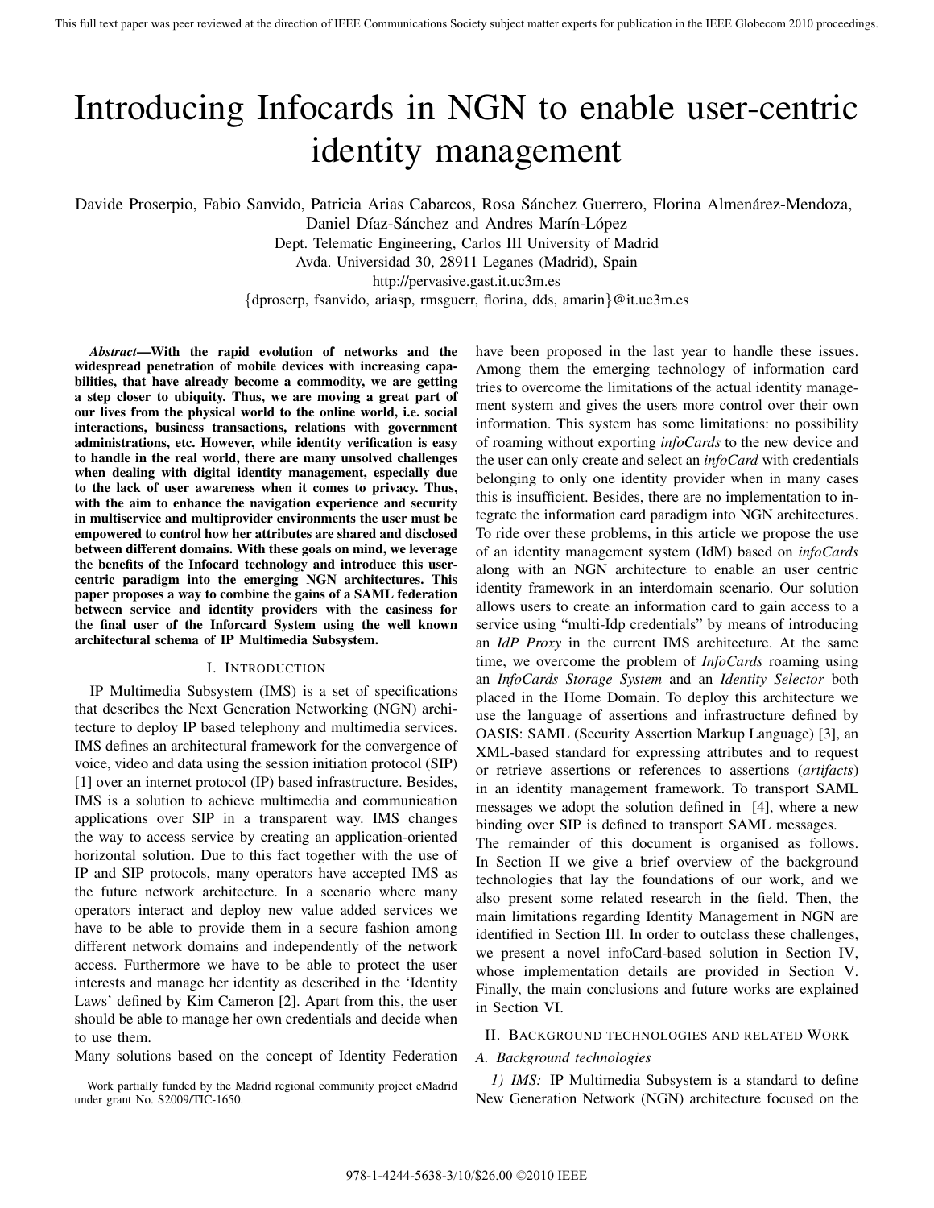# Introducing Infocards in NGN to enable user-centric identity management

Davide Proserpio, Fabio Sanvido, Patricia Arias Cabarcos, Rosa Sánchez Guerrero, Florina Almenárez-Mendoza, Daniel Díaz-Sánchez and Andres Marín-López

Dept. Telematic Engineering, Carlos III University of Madrid

Avda. Universidad 30, 28911 Leganes (Madrid), Spain

http://pervasive.gast.it.uc3m.es

{dproserp, fsanvido, ariasp, rmsguerr, florina, dds, amarin}@it.uc3m.es

***Abstract*—With the rapid evolution of networks and the widespread penetration of mobile devices with increasing capabilities, that have already become a commodity, we are getting a step closer to ubiquity. Thus, we are moving a great part of our lives from the physical world to the online world, i.e. social interactions, business transactions, relations with government administrations, etc. However, while identity verification is easy to handle in the real world, there are many unsolved challenges when dealing with digital identity management, especially due to the lack of user awareness when it comes to privacy. Thus, with the aim to enhance the navigation experience and security in multiservice and multiprovider environments the user must be empowered to control how her attributes are shared and disclosed between different domains. With these goals on mind, we leverage the benefits of the Infocard technology and introduce this user-centric paradigm into the emerging NGN architectures. This paper proposes a way to combine the gains of a SAML federation between service and identity providers with the easiness for the final user of the Inforcard System using the well known architectural schema of IP Multimedia Subsystem.**

## I. Introduction

IP Multimedia Subsystem (IMS) is a set of specifications that describes the Next Generation Networking (NGN) architecture to deploy IP based telephony and multimedia services. IMS defines an architectural framework for the convergence of voice, video and data using the session initiation protocol (SIP) [1] over an internet protocol (IP) based infrastructure. Besides, IMS is a solution to achieve multimedia and communication applications over SIP in a transparent way. IMS changes the way to access service by creating an application-oriented horizontal solution. Due to this fact together with the use of IP and SIP protocols, many operators have accepted IMS as the future network architecture. In a scenario where many operators interact and deploy new value added services we have to be able to provide them in a secure fashion among different network domains and independently of the network access. Furthermore we have to be able to protect the user interests and manage her identity as described in the 'Identity Laws' defined by Kim Cameron [2]. Apart from this, the user should be able to manage her own credentials and decide when to use them.

Many solutions based on the concept of Identity Federation have been proposed in the last year to handle these issues. Among them the emerging technology of information card tries to overcome the limitations of the actual identity management system and gives the users more control over their own information. This system has some limitations: no possibility of roaming without exporting *infoCards* to the new device and the user can only create and select an *infoCard* with credentials belonging to only one identity provider when in many cases this is insufficient. Besides, there are no implementation to integrate the information card paradigm into NGN architectures. To ride over these problems, in this article we propose the use of an identity management system (IdM) based on *infoCards* along with an NGN architecture to enable an user centric identity framework in an interdomain scenario. Our solution allows users to create an information card to gain access to a service using "multi-Idp credentials" by means of introducing an *IdP Proxy* in the current IMS architecture. At the same time, we overcome the problem of *InfoCards* roaming using an *InfoCards Storage System* and an *Identity Selector* both placed in the Home Domain. To deploy this architecture we use the language of assertions and infrastructure defined by OASIS: SAML (Security Assertion Markup Language) [3], an XML-based standard for expressing attributes and to request or retrieve assertions or references to assertions (*artifacts*) in an identity management framework. To transport SAML messages we adopt the solution defined in [4], where a new binding over SIP is defined to transport SAML messages.

The remainder of this document is organised as follows. In Section II we give a brief overview of the background technologies that lay the foundations of our work, and we also present some related research in the field. Then, the main limitations regarding Identity Management in NGN are identified in Section III. In order to outclass these challenges, we present a novel infoCard-based solution in Section IV, whose implementation details are provided in Section V. Finally, the main conclusions and future works are explained in Section VI.

## II. Background technologies and related Work

### A. Background technologies

*1) IMS:* IP Multimedia Subsystem is a standard to define New Generation Network (NGN) architecture focused on the

Work partially funded by the Madrid regional community project eMadrid under grant No. S2009/TIC-1650.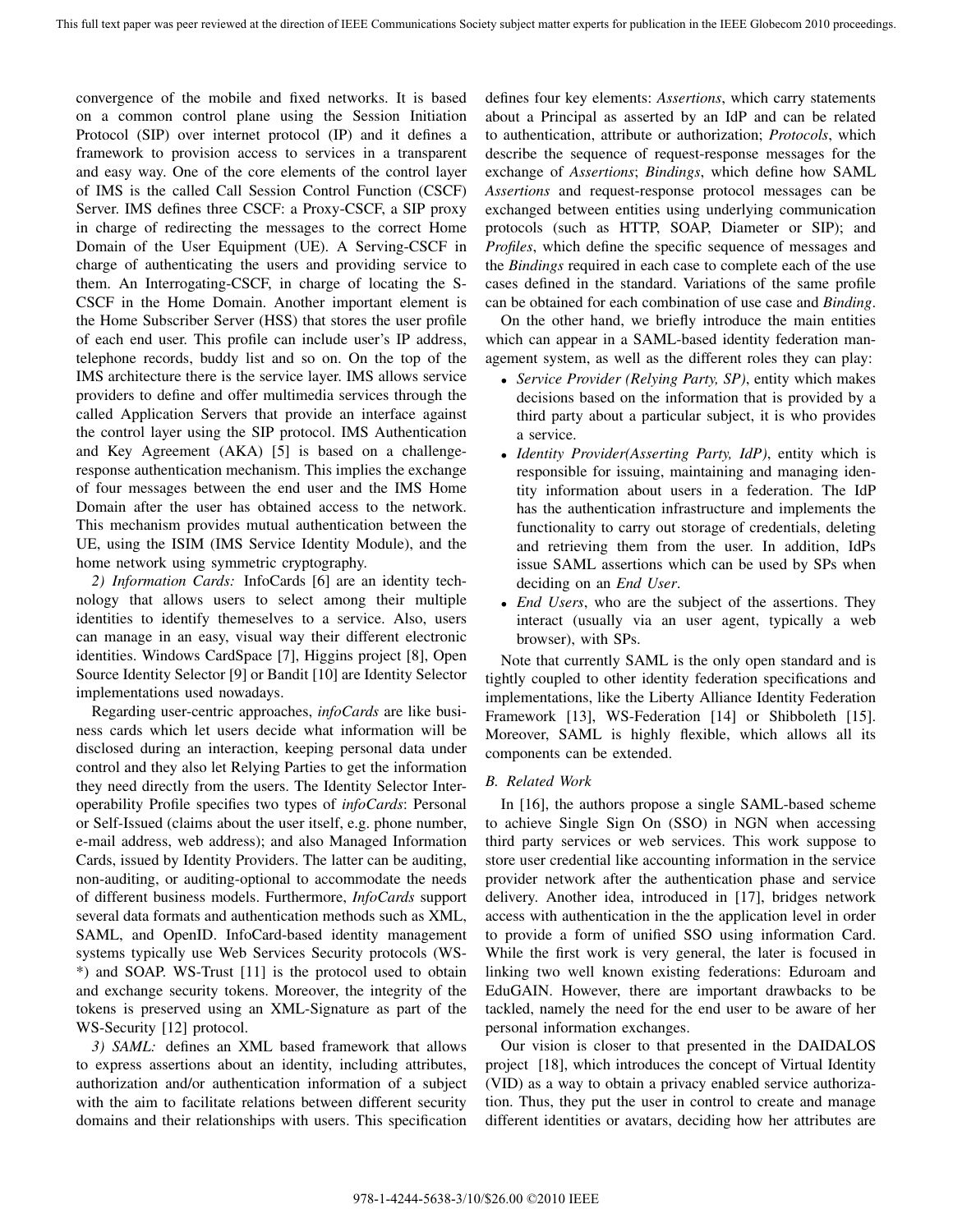convergence of the mobile and fixed networks. It is based on a common control plane using the Session Initiation Protocol (SIP) over internet protocol (IP) and it defines a framework to provision access to services in a transparent and easy way. One of the core elements of the control layer of IMS is the called Call Session Control Function (CSCF) Server. IMS defines three CSCF: a Proxy-CSCF, a SIP proxy in charge of redirecting the messages to the correct Home Domain of the User Equipment (UE). A Serving-CSCF in charge of authenticating the users and providing service to them. An Interrogating-CSCF, in charge of locating the S-CSCF in the Home Domain. Another important element is the Home Subscriber Server (HSS) that stores the user profile of each end user. This profile can include user's IP address, telephone records, buddy list and so on. On the top of the IMS architecture there is the service layer. IMS allows service providers to define and offer multimedia services through the called Application Servers that provide an interface against the control layer using the SIP protocol. IMS Authentication and Key Agreement (AKA) [5] is based on a challenge-response authentication mechanism. This implies the exchange of four messages between the end user and the IMS Home Domain after the user has obtained access to the network. This mechanism provides mutual authentication between the UE, using the ISIM (IMS Service Identity Module), and the home network using symmetric cryptography.

*2) Information Cards:* InfoCards [6] are an identity technology that allows users to select among their multiple identities to identify themeselves to a service. Also, users can manage in an easy, visual way their different electronic identities. Windows CardSpace [7], Higgins project [8], Open Source Identity Selector [9] or Bandit [10] are Identity Selector implementations used nowadays.

Regarding user-centric approaches, *infoCards* are like business cards which let users decide what information will be disclosed during an interaction, keeping personal data under control and they also let Relying Parties to get the information they need directly from the users. The Identity Selector Interoperability Profile specifies two types of *infoCards*: Personal or Self-Issued (claims about the user itself, e.g. phone number, e-mail address, web address); and also Managed Information Cards, issued by Identity Providers. The latter can be auditing, non-auditing, or auditing-optional to accommodate the needs of different business models. Furthermore, *InfoCards* support several data formats and authentication methods such as XML, SAML, and OpenID. InfoCard-based identity management systems typically use Web Services Security protocols (WS-*) and SOAP. WS-Trust [11] is the protocol used to obtain and exchange security tokens. Moreover, the integrity of the tokens is preserved using an XML-Signature as part of the WS-Security [12] protocol.

*3) SAML:* defines an XML based framework that allows to express assertions about an identity, including attributes, authorization and/or authentication information of a subject with the aim to facilitate relations between different security domains and their relationships with users. This specification defines four key elements: *Assertions*, which carry statements about a Principal as asserted by an IdP and can be related to authentication, attribute or authorization; *Protocols*, which describe the sequence of request-response messages for the exchange of *Assertions*; *Bindings*, which define how SAML *Assertions* and request-response protocol messages can be exchanged between entities using underlying communication protocols (such as HTTP, SOAP, Diameter or SIP); and *Profiles*, which define the specific sequence of messages and the *Bindings* required in each case to complete each of the use cases defined in the standard. Variations of the same profile can be obtained for each combination of use case and *Binding*.

On the other hand, we briefly introduce the main entities which can appear in a SAML-based identity federation management system, as well as the different roles they can play:

- *Service Provider (Relying Party, SP)*, entity which makes decisions based on the information that is provided by a third party about a particular subject, it is who provides a service.
- *Identity Provider(Asserting Party, IdP)*, entity which is responsible for issuing, maintaining and managing identity information about users in a federation. The IdP has the authentication infrastructure and implements the functionality to carry out storage of credentials, deleting and retrieving them from the user. In addition, IdPs issue SAML assertions which can be used by SPs when deciding on an *End User*.
- *End Users*, who are the subject of the assertions. They interact (usually via an user agent, typically a web browser), with SPs.

Note that currently SAML is the only open standard and is tightly coupled to other identity federation specifications and implementations, like the Liberty Alliance Identity Federation Framework [13], WS-Federation [14] or Shibboleth [15]. Moreover, SAML is highly flexible, which allows all its components can be extended.

### *B. Related Work*

In [16], the authors propose a single SAML-based scheme to achieve Single Sign On (SSO) in NGN when accessing third party services or web services. This work suppose to store user credential like accounting information in the service provider network after the authentication phase and service delivery. Another idea, introduced in [17], bridges network access with authentication in the the application level in order to provide a form of unified SSO using information Card. While the first work is very general, the later is focused in linking two well known existing federations: Eduroam and EduGAIN. However, there are important drawbacks to be tackled, namely the need for the end user to be aware of her personal information exchanges.

Our vision is closer to that presented in the DAIDALOS project [18], which introduces the concept of Virtual Identity (VID) as a way to obtain a privacy enabled service authorization. Thus, they put the user in control to create and manage different identities or avatars, deciding how her attributes are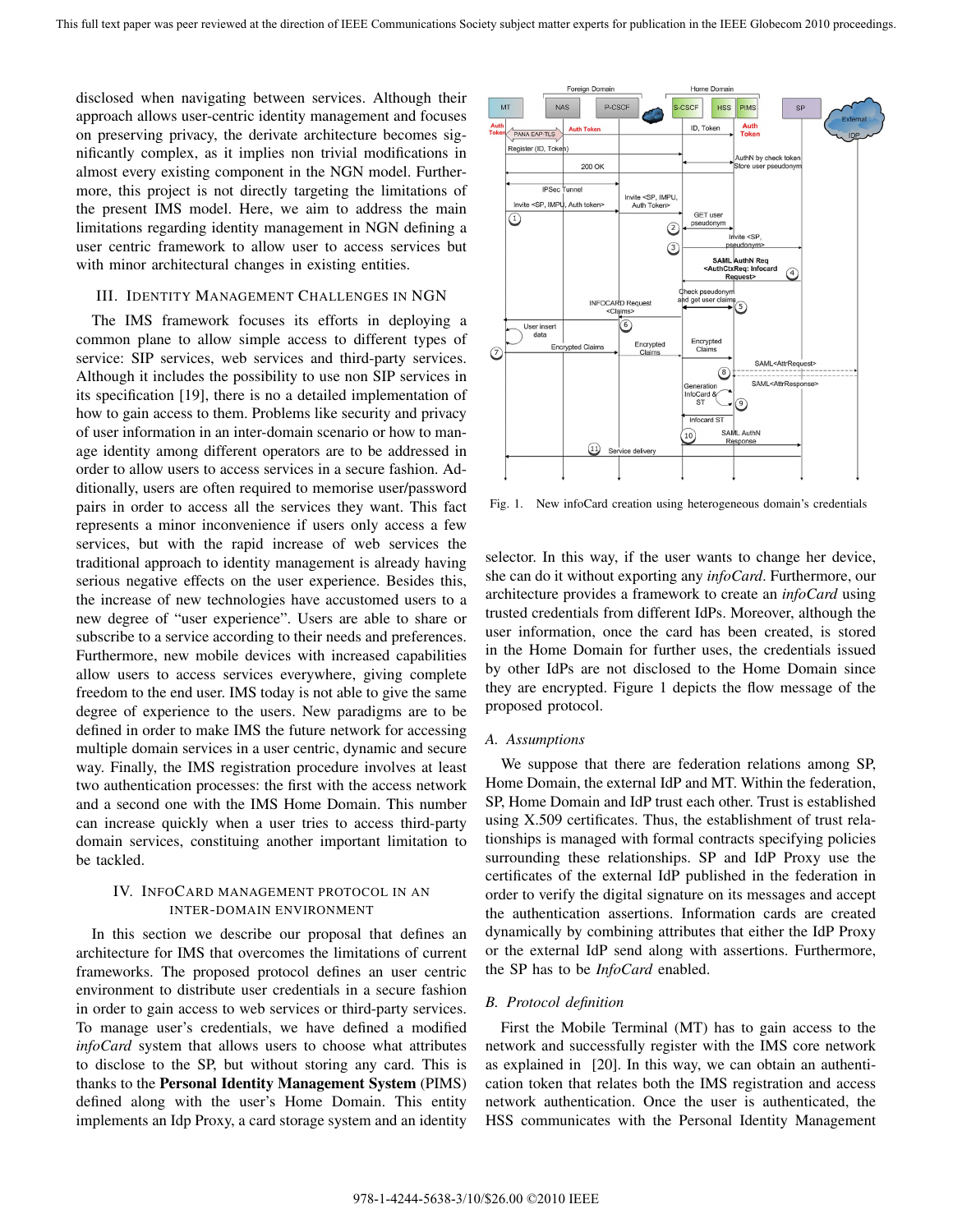disclosed when navigating between services. Although their approach allows user-centric identity management and focuses on preserving privacy, the derivate architecture becomes significantly complex, as it implies non trivial modifications in almost every existing component in the NGN model. Furthermore, this project is not directly targeting the limitations of the present IMS model. Here, we aim to address the main limitations regarding identity management in NGN defining a user centric framework to allow user to access services but with minor architectural changes in existing entities.

## III. Identity Management Challenges in NGN

The IMS framework focuses its efforts in deploying a common plane to allow simple access to different types of service: SIP services, web services and third-party services. Although it includes the possibility to use non SIP services in its specification [19], there is no a detailed implementation of how to gain access to them. Problems like security and privacy of user information in an inter-domain scenario or how to manage identity among different operators are to be addressed in order to allow users to access services in a secure fashion. Additionally, users are often required to memorise user/password pairs in order to access all the services they want. This fact represents a minor inconvenience if users only access a few services, but with the rapid increase of web services the traditional approach to identity management is already having serious negative effects on the user experience. Besides this, the increase of new technologies have accustomed users to a new degree of "user experience". Users are able to share or subscribe to a service according to their needs and preferences. Furthermore, new mobile devices with increased capabilities allow users to access services everywhere, giving complete freedom to the end user. IMS today is not able to give the same degree of experience to the users. New paradigms are to be defined in order to make IMS the future network for accessing multiple domain services in a user centric, dynamic and secure way. Finally, the IMS registration procedure involves at least two authentication processes: the first with the access network and a second one with the IMS Home Domain. This number can increase quickly when a user tries to access third-party domain services, constituing another important limitation to be tackled.

## IV. InfoCard Management Protocol in an Inter-Domain Environment

In this section we describe our proposal that defines an architecture for IMS that overcomes the limitations of current frameworks. The proposed protocol defines an user centric environment to distribute user credentials in a secure fashion in order to gain access to web services or third-party services. To manage user's credentials, we have defined a modified *infoCard* system that allows users to choose what attributes to disclose to the SP, but without storing any card. This is thanks to the **Personal Identity Management System** (PIMS) defined along with the user's Home Domain. This entity implements an Idp Proxy, a card storage system and an identity

Foreign Domain
Home Domain
MT
NAS
P-CSCF
S-CSCF
HSS
PIMS
SP
External IDP
Auth Token
PANA EAP-TLS
Auth Token
ID, Token
Auth Token
Register (ID, Token)
AuthN by check token
Store user pseudonym
200 OK
IPSec Tunnel
Invite <SP, IMPU, Auth token>
Invite <SP, IMPU, Auth Token>
1
GET user pseudonym
2
Invite <SP, pseudonym>
3
SAML AuthN Req <AuthCtxReq: Infocard Request>
4
Check pseudonym and get user claims
5
INFOCARD Request <Claims>
6
User insert data
7
Encrypted Claims
Encrypted Claims
Encrypted Claims
SAML<AttrRequest>
8
SAML<AttrResponse>
Generation InfoCard & ST
9
Infocard ST
10
SAML AuthN Response
11
Service delivery

Fig. 1. New infoCard creation using heterogeneous domain's credentials

selector. In this way, if the user wants to change her device, she can do it without exporting any *infoCard*. Furthermore, our architecture provides a framework to create an *infoCard* using trusted credentials from different IdPs. Moreover, although the user information, once the card has been created, is stored in the Home Domain for further uses, the credentials issued by other IdPs are not disclosed to the Home Domain since they are encrypted. Figure 1 depicts the flow message of the proposed protocol.

### A. Assumptions

We suppose that there are federation relations among SP, Home Domain, the external IdP and MT. Within the federation, SP, Home Domain and IdP trust each other. Trust is established using X.509 certificates. Thus, the establishment of trust relationships is managed with formal contracts specifying policies surrounding these relationships. SP and IdP Proxy use the certificates of the external IdP published in the federation in order to verify the digital signature on its messages and accept the authentication assertions. Information cards are created dynamically by combining attributes that either the IdP Proxy or the external IdP send along with assertions. Furthermore, the SP has to be *InfoCard* enabled.

### B. Protocol definition

First the Mobile Terminal (MT) has to gain access to the network and successfully register with the IMS core network as explained in [20]. In this way, we can obtain an authentication token that relates both the IMS registration and access network authentication. Once the user is authenticated, the HSS communicates with the Personal Identity Management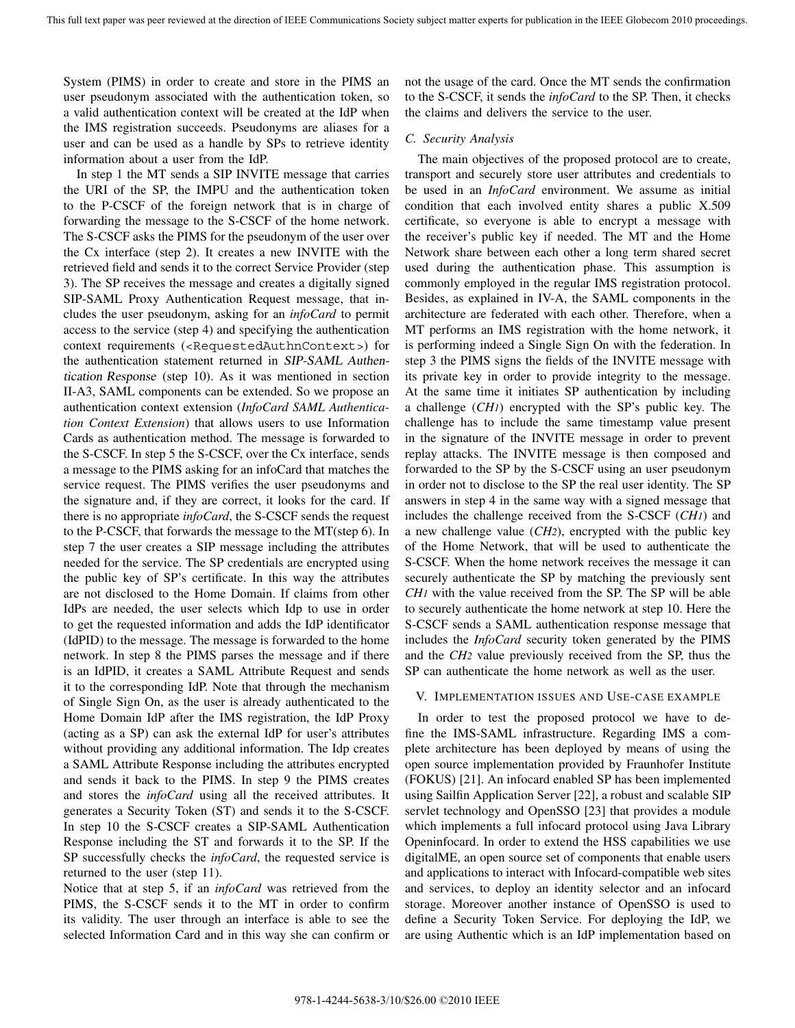System (PIMS) in order to create and store in the PIMS an user pseudonym associated with the authentication token, so a valid authentication context will be created at the IdP when the IMS registration succeeds. Pseudonyms are aliases for a user and can be used as a handle by SPs to retrieve identity information about a user from the IdP.

In step 1 the MT sends a SIP INVITE message that carries the URI of the SP, the IMPU and the authentication token to the P-CSCF of the foreign network that is in charge of forwarding the message to the S-CSCF of the home network. The S-CSCF asks the PIMS for the pseudonym of the user over the Cx interface (step 2). It creates a new INVITE with the retrieved field and sends it to the correct Service Provider (step 3). The SP receives the message and creates a digitally signed SIP-SAML Proxy Authentication Request message, that includes the user pseudonym, asking for an *infoCard* to permit access to the service (step 4) and specifying the authentication context requirements (`<RequestedAuthnContext>`) for the authentication statement returned in *SIP-SAML Authentication Response* (step 10). As it was mentioned in section II-A3, SAML components can be extended. So we propose an authentication context extension (*InfoCard SAML Authentication Context Extension*) that allows users to use Information Cards as authentication method. The message is forwarded to the S-CSCF. In step 5 the S-CSCF, over the Cx interface, sends a message to the PIMS asking for an infoCard that matches the service request. The PIMS verifies the user pseudonyms and the signature and, if they are correct, it looks for the card. If there is no appropriate *infoCard*, the S-CSCF sends the request to the P-CSCF, that forwards the message to the MT(step 6). In step 7 the user creates a SIP message including the attributes needed for the service. The SP credentials are encrypted using the public key of SP's certificate. In this way the attributes are not disclosed to the Home Domain. If claims from other IdPs are needed, the user selects which Idp to use in order to get the requested information and adds the IdP identificator (IdPID) to the message. The message is forwarded to the home network. In step 8 the PIMS parses the message and if there is an IdPID, it creates a SAML Attribute Request and sends it to the corresponding IdP. Note that through the mechanism of Single Sign On, as the user is already authenticated to the Home Domain IdP after the IMS registration, the IdP Proxy (acting as a SP) can ask the external IdP for user's attributes without providing any additional information. The Idp creates a SAML Attribute Response including the attributes encrypted and sends it back to the PIMS. In step 9 the PIMS creates and stores the *infoCard* using all the received attributes. It generates a Security Token (ST) and sends it to the S-CSCF. In step 10 the S-CSCF creates a SIP-SAML Authentication Response including the ST and forwards it to the SP. If the SP successfully checks the *infoCard*, the requested service is returned to the user (step 11).

Notice that at step 5, if an *infoCard* was retrieved from the PIMS, the S-CSCF sends it to the MT in order to confirm its validity. The user through an interface is able to see the selected Information Card and in this way she can confirm or not the usage of the card. Once the MT sends the confirmation to the S-CSCF, it sends the *infoCard* to the SP. Then, it checks the claims and delivers the service to the user.

### C. Security Analysis

The main objectives of the proposed protocol are to create, transport and securely store user attributes and credentials to be used in an *InfoCard* environment. We assume as initial condition that each involved entity shares a public X.509 certificate, so everyone is able to encrypt a message with the receiver's public key if needed. The MT and the Home Network share between each other a long term shared secret used during the authentication phase. This assumption is commonly employed in the regular IMS registration protocol. Besides, as explained in IV-A, the SAML components in the architecture are federated with each other. Therefore, when a MT performs an IMS registration with the home network, it is performing indeed a Single Sign On with the federation. In step 3 the PIMS signs the fields of the INVITE message with its private key in order to provide integrity to the message. At the same time it initiates SP authentication by including a challenge ($CH_1$) encrypted with the SP's public key. The challenge has to include the same timestamp value present in the signature of the INVITE message in order to prevent replay attacks. The INVITE message is then composed and forwarded to the SP by the S-CSCF using an user pseudonym in order not to disclose to the SP the real user identity. The SP answers in step 4 in the same way with a signed message that includes the challenge received from the S-CSCF ($CH_1$) and a new challenge value ($CH_2$), encrypted with the public key of the Home Network, that will be used to authenticate the S-CSCF. When the home network receives the message it can securely authenticate the SP by matching the previously sent $CH_1$ with the value received from the SP. The SP will be able to securely authenticate the home network at step 10. Here the S-CSCF sends a SAML authentication response message that includes the *InfoCard* security token generated by the PIMS and the $CH_2$ value previously received from the SP, thus the SP can authenticate the home network as well as the user.

## V. Implementation issues and Use-case example

In order to test the proposed protocol we have to define the IMS-SAML infrastructure. Regarding IMS a complete architecture has been deployed by means of using the open source implementation provided by Fraunhofer Institute (FOKUS) [21]. An infocard enabled SP has been implemented using Sailfin Application Server [22], a robust and scalable SIP servlet technology and OpenSSO [23] that provides a module which implements a full infocard protocol using Java Library Openinfocard. In order to extend the HSS capabilities we use digitalME, an open source set of components that enable users and applications to interact with Infocard-compatible web sites and services, to deploy an identity selector and an infocard storage. Moreover another instance of OpenSSO is used to define a Security Token Service. For deploying the IdP, we are using Authentic which is an IdP implementation based on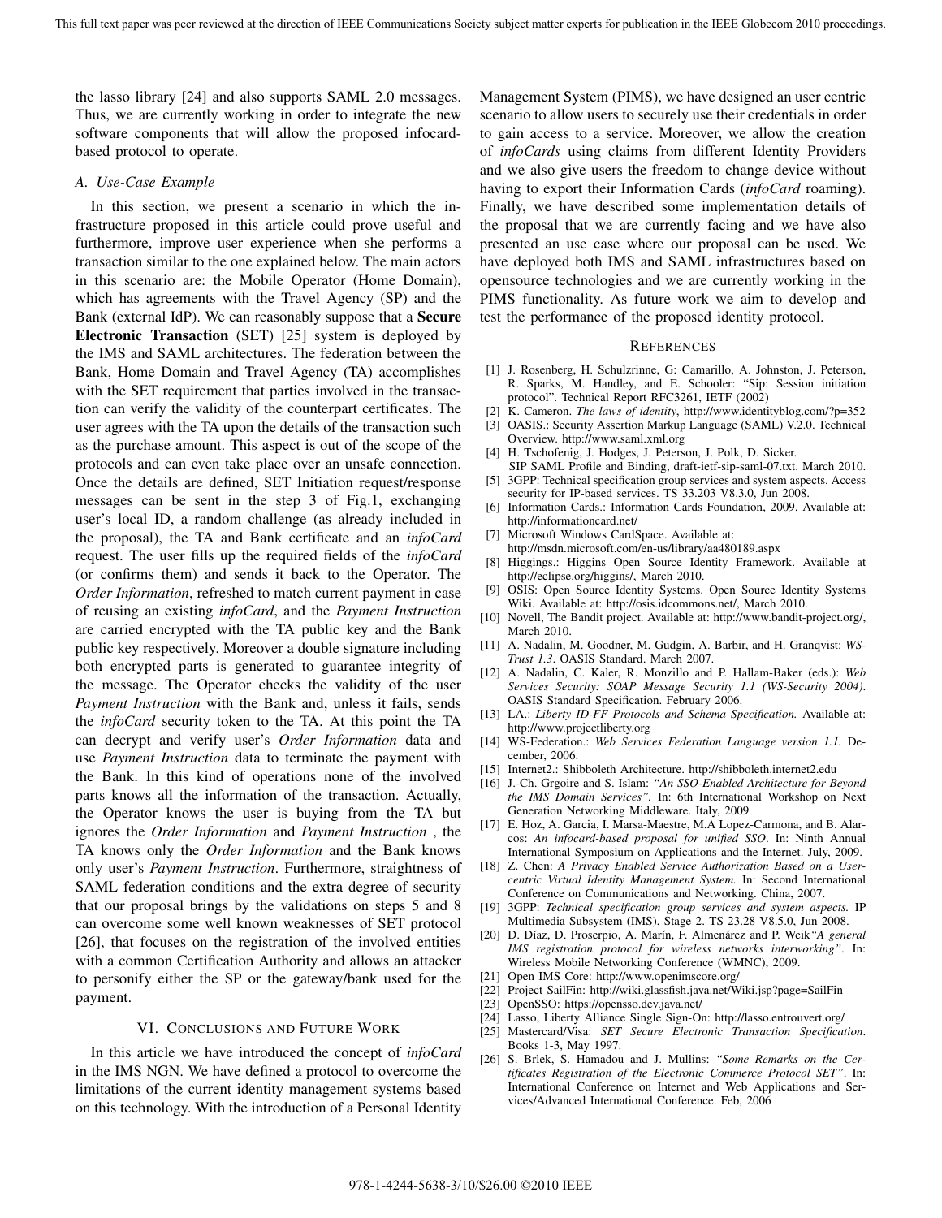the lasso library [24] and also supports SAML 2.0 messages. Thus, we are currently working in order to integrate the new software components that will allow the proposed infocard-based protocol to operate.

### A. Use-Case Example

In this section, we present a scenario in which the infrastructure proposed in this article could prove useful and furthermore, improve user experience when she performs a transaction similar to the one explained below. The main actors in this scenario are: the Mobile Operator (Home Domain), which has agreements with the Travel Agency (SP) and the Bank (external IdP). We can reasonably suppose that a **Secure Electronic Transaction** (SET) [25] system is deployed by the IMS and SAML architectures. The federation between the Bank, Home Domain and Travel Agency (TA) accomplishes with the SET requirement that parties involved in the transaction can verify the validity of the counterpart certificates. The user agrees with the TA upon the details of the transaction such as the purchase amount. This aspect is out of the scope of the protocols and can even take place over an unsafe connection. Once the details are defined, SET Initiation request/response messages can be sent in the step 3 of Fig.1, exchanging user's local ID, a random challenge (as already included in the proposal), the TA and Bank certificate and an *infoCard* request. The user fills up the required fields of the *infoCard* (or confirms them) and sends it back to the Operator. The *Order Information*, refreshed to match current payment in case of reusing an existing *infoCard*, and the *Payment Instruction* are carried encrypted with the TA public key and the Bank public key respectively. Moreover a double signature including both encrypted parts is generated to guarantee integrity of the message. The Operator checks the validity of the user *Payment Instruction* with the Bank and, unless it fails, sends the *infoCard* security token to the TA. At this point the TA can decrypt and verify user's *Order Information* data and use *Payment Instruction* data to terminate the payment with the Bank. In this kind of operations none of the involved parts knows all the information of the transaction. Actually, the Operator knows the user is buying from the TA but ignores the *Order Information* and *Payment Instruction* , the TA knows only the *Order Information* and the Bank knows only user's *Payment Instruction*. Furthermore, straightness of SAML federation conditions and the extra degree of security that our proposal brings by the validations on steps 5 and 8 can overcome some well known weaknesses of SET protocol [26], that focuses on the registration of the involved entities with a common Certification Authority and allows an attacker to personify either the SP or the gateway/bank used for the payment.

## VI. Conclusions and Future Work

In this article we have introduced the concept of *infoCard* in the IMS NGN. We have defined a protocol to overcome the limitations of the current identity management systems based on this technology. With the introduction of a Personal Identity Management System (PIMS), we have designed an user centric scenario to allow users to securely use their credentials in order to gain access to a service. Moreover, we allow the creation of *infoCards* using claims from different Identity Providers and we also give users the freedom to change device without having to export their Information Cards (*infoCard* roaming). Finally, we have described some implementation details of the proposal that we are currently facing and we have also presented an use case where our proposal can be used. We have deployed both IMS and SAML infrastructures based on opensource technologies and we are currently working in the PIMS functionality. As future work we aim to develop and test the performance of the proposed identity protocol.

## References

[1] J. Rosenberg, H. Schulzrinne, G: Camarillo, A. Johnston, J. Peterson, R. Sparks, M. Handley, and E. Schooler: "Sip: Session initiation protocol". Technical Report RFC3261, IETF (2002)

[2] K. Cameron. *The laws of identity*, http://www.identityblog.com/?p=352

[3] OASIS.: Security Assertion Markup Language (SAML) V.2.0. Technical Overview. http://www.saml.xml.org

[4] H. Tschofenig, J. Hodges, J. Peterson, J. Polk, D. Sicker. SIP SAML Profile and Binding, draft-ietf-sip-saml-07.txt. March 2010.

[5] 3GPP: Technical specification group services and system aspects. Access security for IP-based services. TS 33.203 V8.3.0, Jun 2008.

[6] Information Cards.: Information Cards Foundation, 2009. Available at: http://informationcard.net/

[7] Microsoft Windows CardSpace. Available at: http://msdn.microsoft.com/en-us/library/aa480189.aspx

[8] Higgings.: Higgins Open Source Identity Framework. Available at http://eclipse.org/higgins/, March 2010.

[9] OSIS: Open Source Identity Systems. Open Source Identity Systems Wiki. Available at: http://osis.idcommons.net/, March 2010.

[10] Novell, The Bandit project. Available at: http://www.bandit-project.org/, March 2010.

[11] A. Nadalin, M. Goodner, M. Gudgin, A. Barbir, and H. Granqvist: *WS-Trust 1.3*. OASIS Standard. March 2007.

[12] A. Nadalin, C. Kaler, R. Monzillo and P. Hallam-Baker (eds.): *Web Services Security: SOAP Message Security 1.1 (WS-Security 2004)*. OASIS Standard Specification. February 2006.

[13] LA.: *Liberty ID-FF Protocols and Schema Specification.* Available at: http://www.projectliberty.org

[14] WS-Federation.: *Web Services Federation Language version 1.1.* December, 2006.

[15] Internet2.: Shibboleth Architecture. http://shibboleth.internet2.edu

[16] J.-Ch. Grgoire and S. Islam: *"An SSO-Enabled Architecture for Beyond the IMS Domain Services"*. In: 6th International Workshop on Next Generation Networking Middleware. Italy, 2009

[17] E. Hoz, A. Garcia, I. Marsa-Maestre, M.A Lopez-Carmona, and B. Alarcos: *An infocard-based proposal for unified SSO*. In: Ninth Annual International Symposium on Applications and the Internet. July, 2009.

[18] Z. Chen: *A Privacy Enabled Service Authorization Based on a User-centric Virtual Identity Management System.* In: Second International Conference on Communications and Networking. China, 2007.

[19] 3GPP: *Technical specification group services and system aspects.* IP Multimedia Subsystem (IMS), Stage 2. TS 23.28 V8.5.0, Jun 2008.

[20] D. Díaz, D. Proserpio, A. Marín, F. Almenárez and P. Weik*"A general IMS registration protocol for wireless networks interworking"*. In: Wireless Mobile Networking Conference (WMNC), 2009.

[21] Open IMS Core: http://www.openimscore.org/

[22] Project SailFin: http://wiki.glassfish.java.net/Wiki.jsp?page=SailFin

[23] OpenSSO: https://opensso.dev.java.net/

[24] Lasso, Liberty Alliance Single Sign-On: http://lasso.entrouvert.org/

[25] Mastercard/Visa: *SET Secure Electronic Transaction Specification*. Books 1-3, May 1997.

[26] S. Brlek, S. Hamadou and J. Mullins: *"Some Remarks on the Certificates Registration of the Electronic Commerce Protocol SET"*. In: International Conference on Internet and Web Applications and Services/Advanced International Conference. Feb, 2006